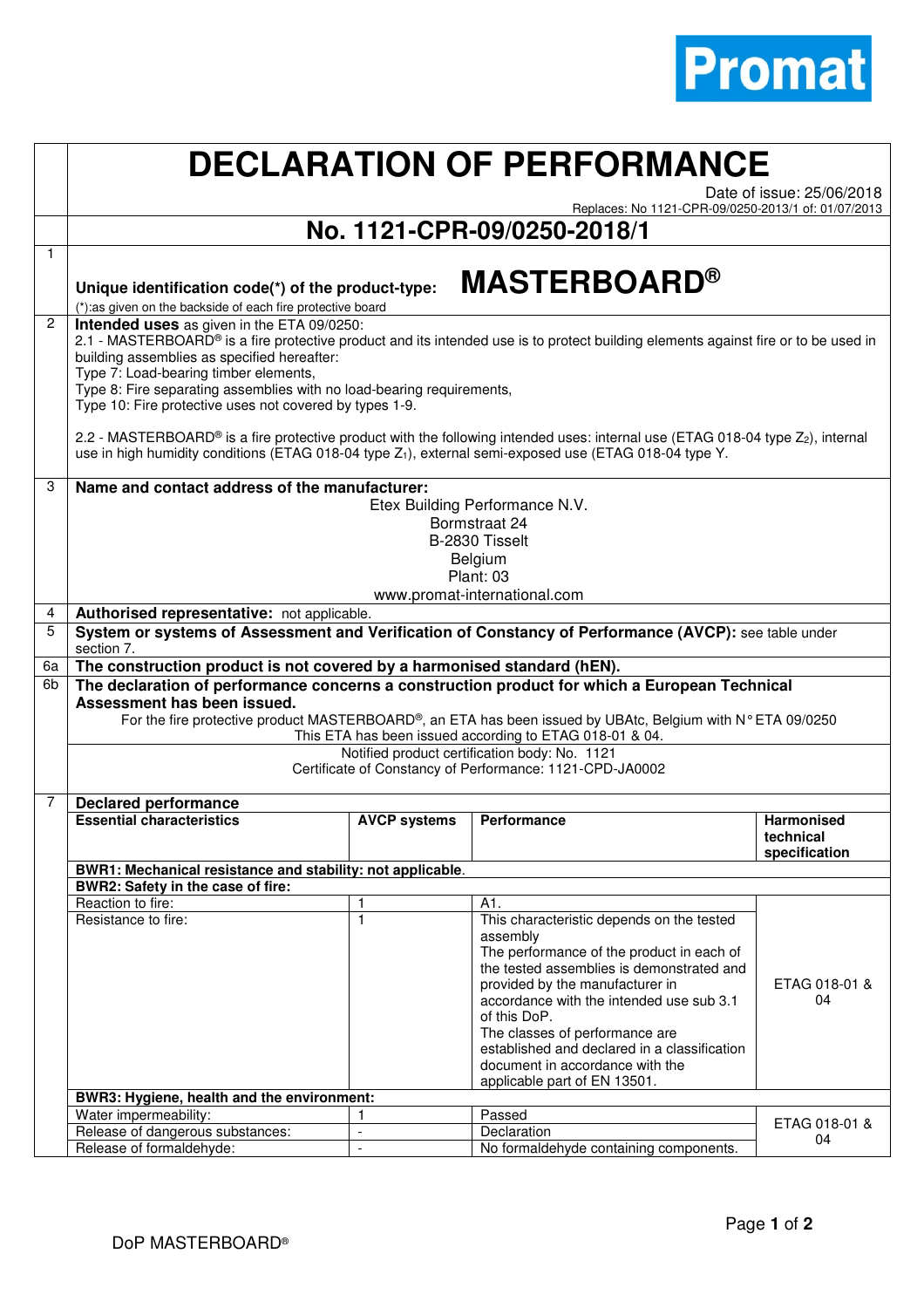Promat

# DECLARATION OF PERFORMANCE

Date of issue: 25/06/2018
Replaces: No 1121-CPR-09/0250-2013/1 of: 01/07/2013

## No. 1121-CPR-09/0250-2018/1

**1** **Unique identification code(*) of the product-type:** **MASTERBOARD®**

(*):as given on the backside of each fire protective board

**2** **Intended uses** as given in the ETA 09/0250:

2.1 - MASTERBOARD® is a fire protective product and its intended use is to protect building elements against fire or to be used in building assemblies as specified hereafter:
Type 7: Load-bearing timber elements,
Type 8: Fire separating assemblies with no load-bearing requirements,
Type 10: Fire protective uses not covered by types 1-9.

2.2 - MASTERBOARD® is a fire protective product with the following intended uses: internal use (ETAG 018-04 type $Z_2$), internal use in high humidity conditions (ETAG 018-04 type $Z_1$), external semi-exposed use (ETAG 018-04 type Y.

**3** **Name and contact address of the manufacturer:**

Etex Building Performance N.V.
Bormstraat 24
B-2830 Tisselt
Belgium
Plant: 03
www.promat-international.com

**4** **Authorised representative:** not applicable.

**5** **System or systems of Assessment and Verification of Constancy of Performance (AVCP):** see table under section 7.

**6a** **The construction product is not covered by a harmonised standard (hEN).**

**6b** **The declaration of performance concerns a construction product for which a European Technical Assessment has been issued.**

For the fire protective product MASTERBOARD®, an ETA has been issued by UBAtc, Belgium with N° ETA 09/0250
This ETA has been issued according to ETAG 018-01 & 04.

Notified product certification body: No. 1121
Certificate of Constancy of Performance: 1121-CPD-JA0002

**7** **Declared performance**

| **Essential characteristics** | **AVCP systems** | **Performance** | **Harmonised technical specification** |
|---|---|---|---|
| **BWR1: Mechanical resistance and stability: not applicable**. | | | |
| **BWR2: Safety in the case of fire:** | | | |
| Reaction to fire: | 1 | A1. | |
| Resistance to fire: | 1 | This characteristic depends on the tested assembly<br>The performance of the product in each of the tested assemblies is demonstrated and provided by the manufacturer in accordance with the intended use sub 3.1 of this DoP.<br>The classes of performance are established and declared in a classification document in accordance with the applicable part of EN 13501. | ETAG 018-01 & 04 |
| **BWR3: Hygiene, health and the environment:** | | | |
| Water impermeability: | 1 | Passed | ETAG 018-01 & 04 |
| Release of dangerous substances: | - | Declaration | |
| Release of formaldehyde: | - | No formaldehyde containing components. | |

DoP MASTERBOARD®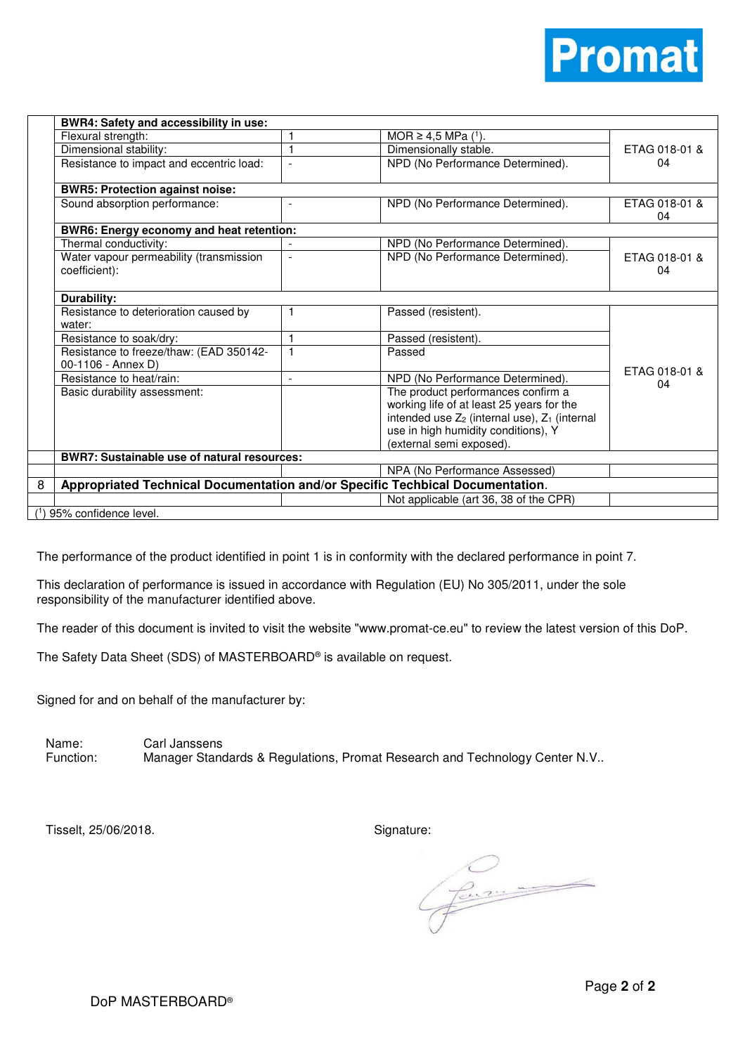| | | | | |
|---|---|---|---|---|
| | **BWR4: Safety and accessibility in use:** | | | |
| | Flexural strength: | 1 | MOR ≥ 4,5 MPa ([1]). | ETAG 018-01 & 04 |
| | Dimensional stability: | 1 | Dimensionally stable. | |
| | Resistance to impact and eccentric load: | - | NPD (No Performance Determined). | |
| | **BWR5: Protection against noise:** | | | |
| | Sound absorption performance: | - | NPD (No Performance Determined). | ETAG 018-01 & 04 |
| | **BWR6: Energy economy and heat retention:** | | | |
| | Thermal conductivity: | - | NPD (No Performance Determined). | ETAG 018-01 & 04 |
| | Water vapour permeability (transmission coefficient): | - | NPD (No Performance Determined). | |
| | **Durability:** | | | |
| | Resistance to deterioration caused by water: | 1 | Passed (resistent). | ETAG 018-01 & 04 |
| | Resistance to soak/dry: | 1 | Passed (resistent). | |
| | Resistance to freeze/thaw: (EAD 350142-00-1106 - Annex D) | 1 | Passed | |
| | Resistance to heat/rain: | - | NPD (No Performance Determined). | |
| | Basic durability assessment: | | The product performances confirm a working life of at least 25 years for the intended use $Z_2$ (internal use), $Z_1$ (internal use in high humidity conditions), Y (external semi exposed). | |
| | **BWR7: Sustainable use of natural resources:** | | | |
| | | | NPA (No Performance Assessed) | |
| 8 | **Appropriated Technical Documentation and/or Specific Techbical Documentation.** | | | |
| | | | Not applicable (art 36, 38 of the CPR) | |

([1]) 95% confidence level.

The performance of the product identified in point 1 is in conformity with the declared performance in point 7.

This declaration of performance is issued in accordance with Regulation (EU) No 305/2011, under the sole responsibility of the manufacturer identified above.

The reader of this document is invited to visit the website "www.promat-ce.eu" to review the latest version of this DoP.

The Safety Data Sheet (SDS) of MASTERBOARD® is available on request.

Signed for and on behalf of the manufacturer by:

Name: Carl Janssens
Function: Manager Standards & Regulations, Promat Research and Technology Center N.V..

Tisselt, 25/06/2018.

Signature: